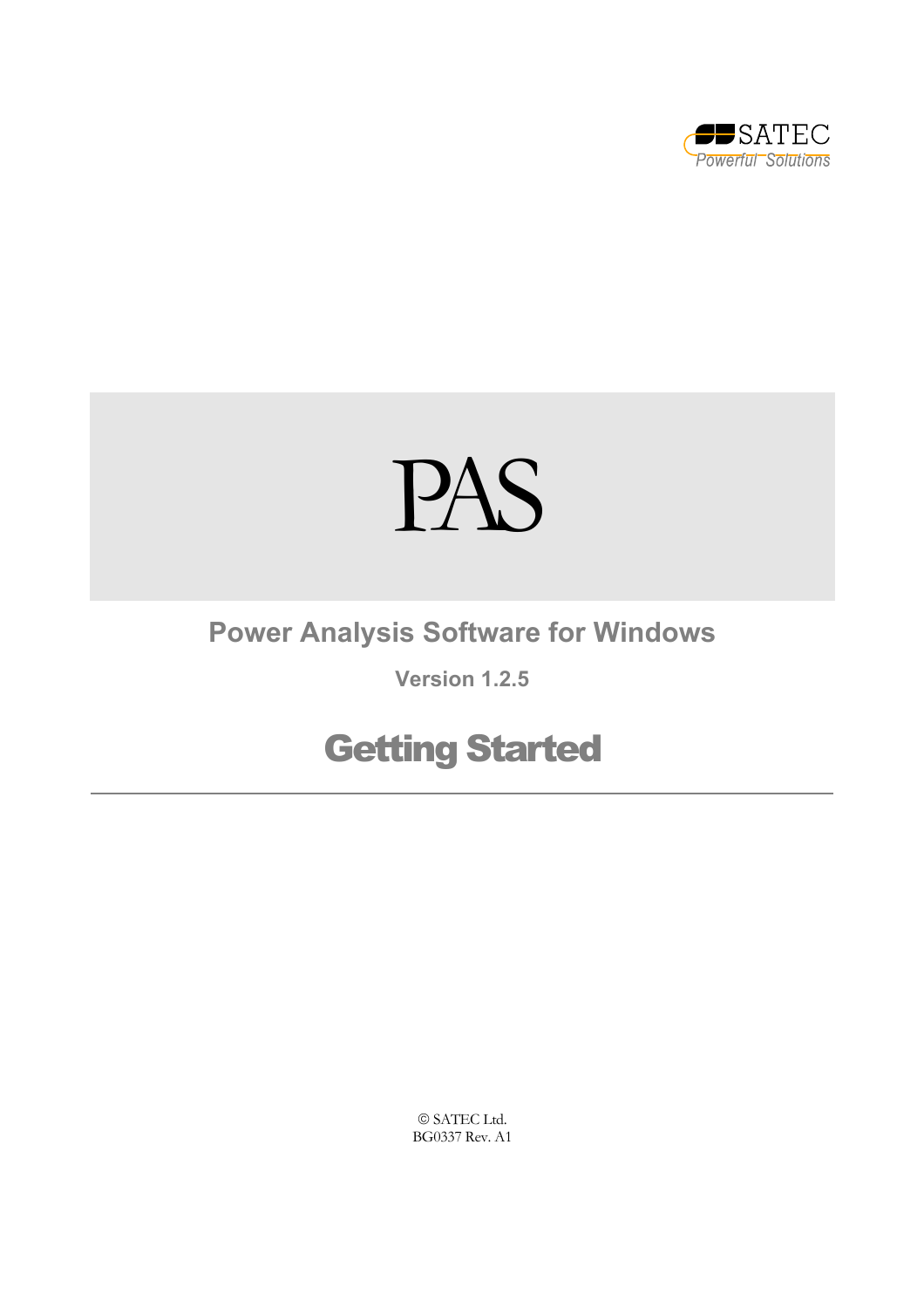SATEC
Powerful Solutions

# PAS

## Power Analysis Software for Windows

**Version 1.2.5**

# Getting Started

---

© SATEC Ltd.
BG0337 Rev. A1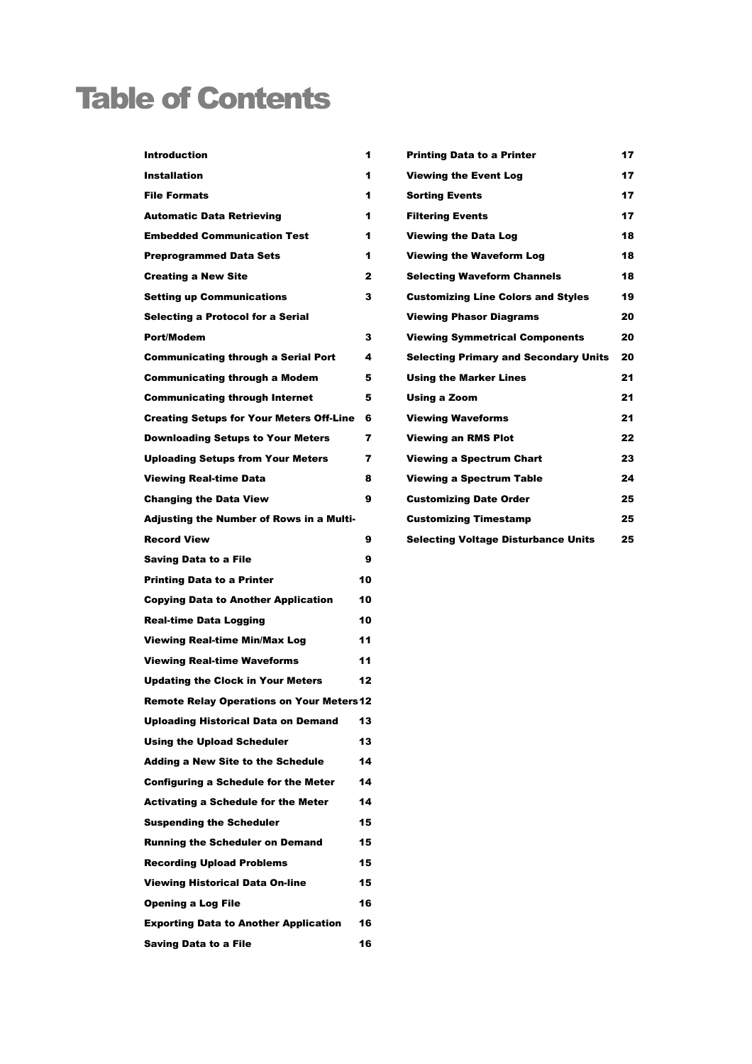# Table of Contents

| | |
|---|---|
| Introduction | 1 |
| Installation | 1 |
| File Formats | 1 |
| Automatic Data Retrieving | 1 |
| Embedded Communication Test | 1 |
| Preprogrammed Data Sets | 1 |
| Creating a New Site | 2 |
| Setting up Communications | 3 |
| Selecting a Protocol for a Serial Port/Modem | 3 |
| Communicating through a Serial Port | 4 |
| Communicating through a Modem | 5 |
| Communicating through Internet | 5 |
| Creating Setups for Your Meters Off-Line | 6 |
| Downloading Setups to Your Meters | 7 |
| Uploading Setups from Your Meters | 7 |
| Viewing Real-time Data | 8 |
| Changing the Data View | 9 |
| Adjusting the Number of Rows in a Multi-Record View | 9 |
| Saving Data to a File | 9 |
| Printing Data to a Printer | 10 |
| Copying Data to Another Application | 10 |
| Real-time Data Logging | 10 |
| Viewing Real-time Min/Max Log | 11 |
| Viewing Real-time Waveforms | 11 |
| Updating the Clock in Your Meters | 12 |
| Remote Relay Operations on Your Meters | 12 |
| Uploading Historical Data on Demand | 13 |
| Using the Upload Scheduler | 13 |
| Adding a New Site to the Schedule | 14 |
| Configuring a Schedule for the Meter | 14 |
| Activating a Schedule for the Meter | 14 |
| Suspending the Scheduler | 15 |
| Running the Scheduler on Demand | 15 |
| Recording Upload Problems | 15 |
| Viewing Historical Data On-line | 15 |
| Opening a Log File | 16 |
| Exporting Data to Another Application | 16 |
| Saving Data to a File | 16 |
| Printing Data to a Printer | 17 |
| Viewing the Event Log | 17 |
| Sorting Events | 17 |
| Filtering Events | 17 |
| Viewing the Data Log | 18 |
| Viewing the Waveform Log | 18 |
| Selecting Waveform Channels | 18 |
| Customizing Line Colors and Styles | 19 |
| Viewing Phasor Diagrams | 20 |
| Viewing Symmetrical Components | 20 |
| Selecting Primary and Secondary Units | 20 |
| Using the Marker Lines | 21 |
| Using a Zoom | 21 |
| Viewing Waveforms | 21 |
| Viewing an RMS Plot | 22 |
| Viewing a Spectrum Chart | 23 |
| Viewing a Spectrum Table | 24 |
| Customizing Date Order | 25 |
| Customizing Timestamp | 25 |
| Selecting Voltage Disturbance Units | 25 |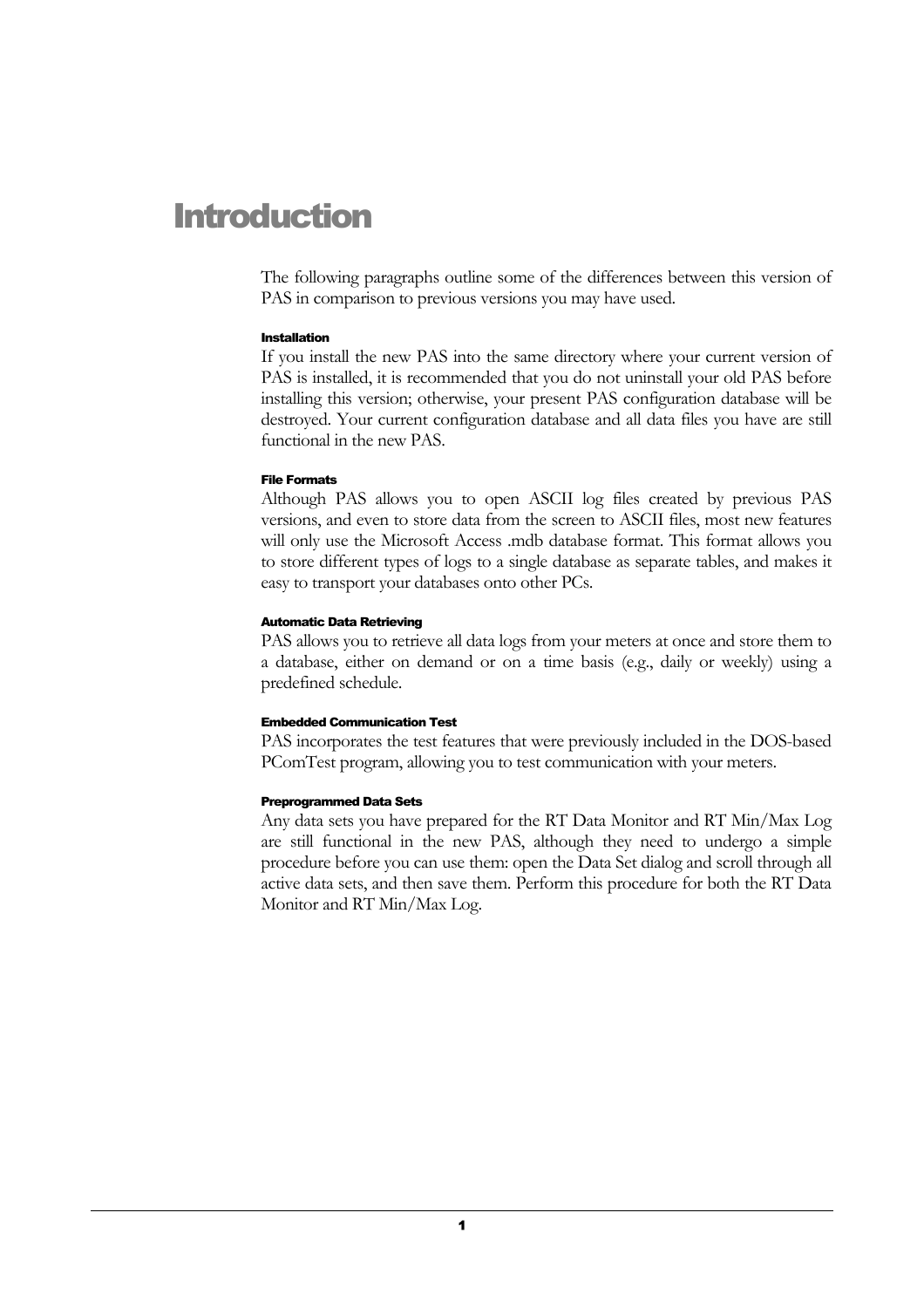# Introduction

The following paragraphs outline some of the differences between this version of PAS in comparison to previous versions you may have used.

#### Installation

If you install the new PAS into the same directory where your current version of PAS is installed, it is recommended that you do not uninstall your old PAS before installing this version; otherwise, your present PAS configuration database will be destroyed. Your current configuration database and all data files you have are still functional in the new PAS.

#### File Formats

Although PAS allows you to open ASCII log files created by previous PAS versions, and even to store data from the screen to ASCII files, most new features will only use the Microsoft Access .mdb database format. This format allows you to store different types of logs to a single database as separate tables, and makes it easy to transport your databases onto other PCs.

#### Automatic Data Retrieving

PAS allows you to retrieve all data logs from your meters at once and store them to a database, either on demand or on a time basis (e.g., daily or weekly) using a predefined schedule.

#### Embedded Communication Test

PAS incorporates the test features that were previously included in the DOS-based PComTest program, allowing you to test communication with your meters.

#### Preprogrammed Data Sets

Any data sets you have prepared for the RT Data Monitor and RT Min/Max Log are still functional in the new PAS, although they need to undergo a simple procedure before you can use them: open the Data Set dialog and scroll through all active data sets, and then save them. Perform this procedure for both the RT Data Monitor and RT Min/Max Log.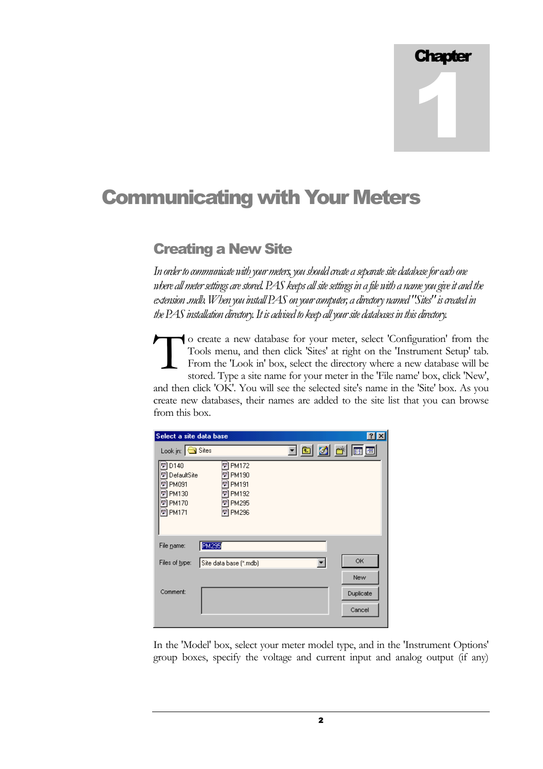Chapter 1

# Communicating with Your Meters

## Creating a New Site

*In order to communicate with your meters, you should create a separate site database for each one where all meter settings are stored. PAS keeps all site settings in a file with a name you give it and the extension .mdb. When you install PAS on your computer, a directory named "Sites" is created in the PAS installation directory. It is advised to keep all your site databases in this directory.*

To create a new database for your meter, select 'Configuration' from the Tools menu, and then click 'Sites' at right on the 'Instrument Setup' tab. From the 'Look in' box, select the directory where a new database will be stored. Type a site name for your meter in the 'File name' box, click 'New', and then click 'OK'. You will see the selected site's name in the 'Site' box. As you create new databases, their names are added to the site list that you can browse from this box.

In the 'Model' box, select your meter model type, and in the 'Instrument Options' group boxes, specify the voltage and current input and analog output (if any)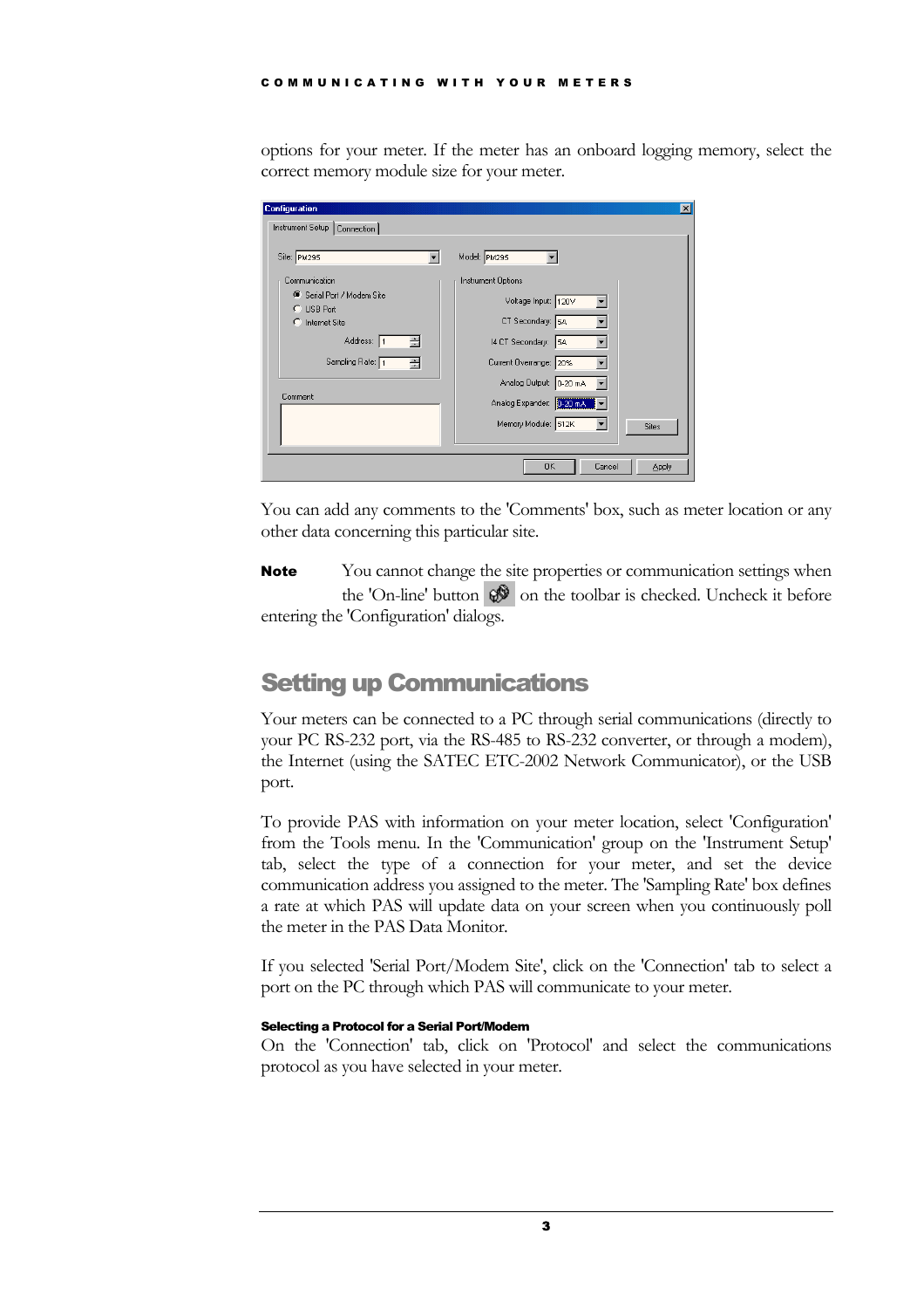options for your meter. If the meter has an onboard logging memory, select the correct memory module size for your meter.

You can add any comments to the 'Comments' box, such as meter location or any other data concerning this particular site.

**Note** You cannot change the site properties or communication settings when the 'On-line' button on the toolbar is checked. Uncheck it before entering the 'Configuration' dialogs.

## Setting up Communications

Your meters can be connected to a PC through serial communications (directly to your PC RS-232 port, via the RS-485 to RS-232 converter, or through a modem), the Internet (using the SATEC ETC-2002 Network Communicator), or the USB port.

To provide PAS with information on your meter location, select 'Configuration' from the Tools menu. In the 'Communication' group on the 'Instrument Setup' tab, select the type of a connection for your meter, and set the device communication address you assigned to the meter. The 'Sampling Rate' box defines a rate at which PAS will update data on your screen when you continuously poll the meter in the PAS Data Monitor.

If you selected 'Serial Port/Modem Site', click on the 'Connection' tab to select a port on the PC through which PAS will communicate to your meter.

#### Selecting a Protocol for a Serial Port/Modem

On the 'Connection' tab, click on 'Protocol' and select the communications protocol as you have selected in your meter.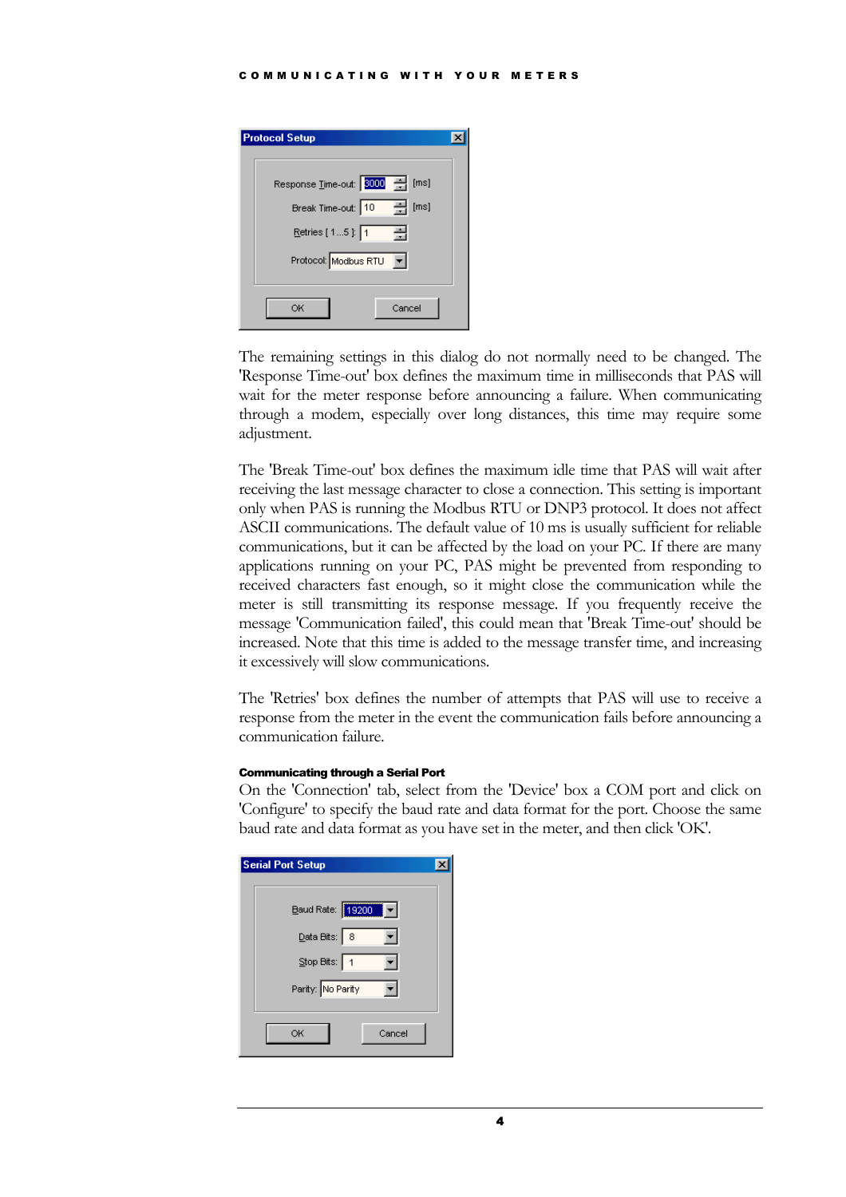The remaining settings in this dialog do not normally need to be changed. The 'Response Time-out' box defines the maximum time in milliseconds that PAS will wait for the meter response before announcing a failure. When communicating through a modem, especially over long distances, this time may require some adjustment.

The 'Break Time-out' box defines the maximum idle time that PAS will wait after receiving the last message character to close a connection. This setting is important only when PAS is running the Modbus RTU or DNP3 protocol. It does not affect ASCII communications. The default value of 10 ms is usually sufficient for reliable communications, but it can be affected by the load on your PC. If there are many applications running on your PC, PAS might be prevented from responding to received characters fast enough, so it might close the communication while the meter is still transmitting its response message. If you frequently receive the message 'Communication failed', this could mean that 'Break Time-out' should be increased. Note that this time is added to the message transfer time, and increasing it excessively will slow communications.

The 'Retries' box defines the number of attempts that PAS will use to receive a response from the meter in the event the communication fails before announcing a communication failure.

**Communicating through a Serial Port**

On the 'Connection' tab, select from the 'Device' box a COM port and click on 'Configure' to specify the baud rate and data format for the port. Choose the same baud rate and data format as you have set in the meter, and then click 'OK'.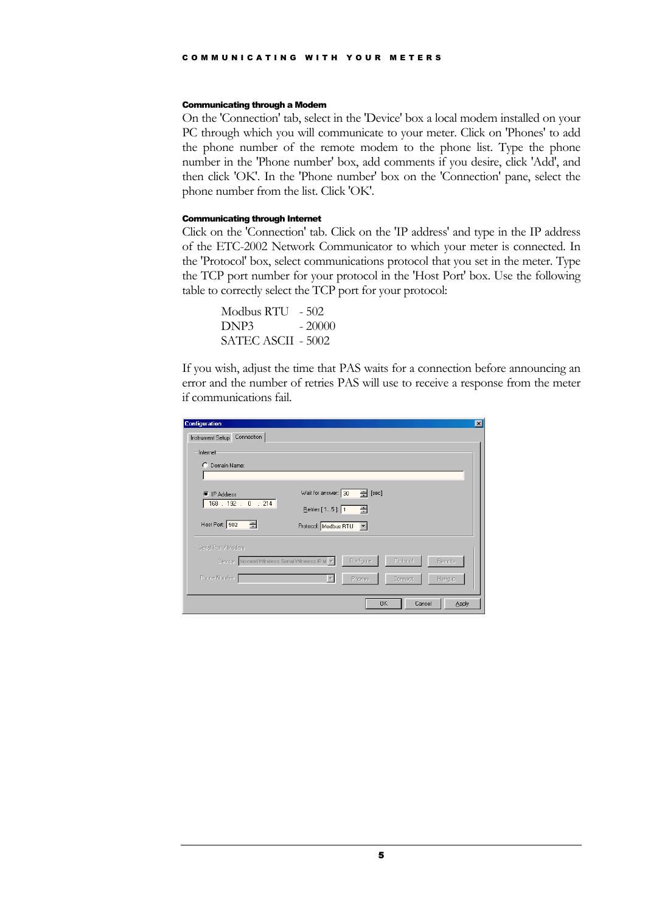#### Communicating through a Modem

On the 'Connection' tab, select in the 'Device' box a local modem installed on your PC through which you will communicate to your meter. Click on 'Phones' to add the phone number of the remote modem to the phone list. Type the phone number in the 'Phone number' box, add comments if you desire, click 'Add', and then click 'OK'. In the 'Phone number' box on the 'Connection' pane, select the phone number from the list. Click 'OK'.

#### Communicating through Internet

Click on the 'Connection' tab. Click on the 'IP address' and type in the IP address of the ETC-2002 Network Communicator to which your meter is connected. In the 'Protocol' box, select communications protocol that you set in the meter. Type the TCP port number for your protocol in the 'Host Port' box. Use the following table to correctly select the TCP port for your protocol:

Modbus RTU - 502
DNP3 - 20000
SATEC ASCII - 5002

If you wish, adjust the time that PAS waits for a connection before announcing an error and the number of retries PAS will use to receive a response from the meter if communications fail.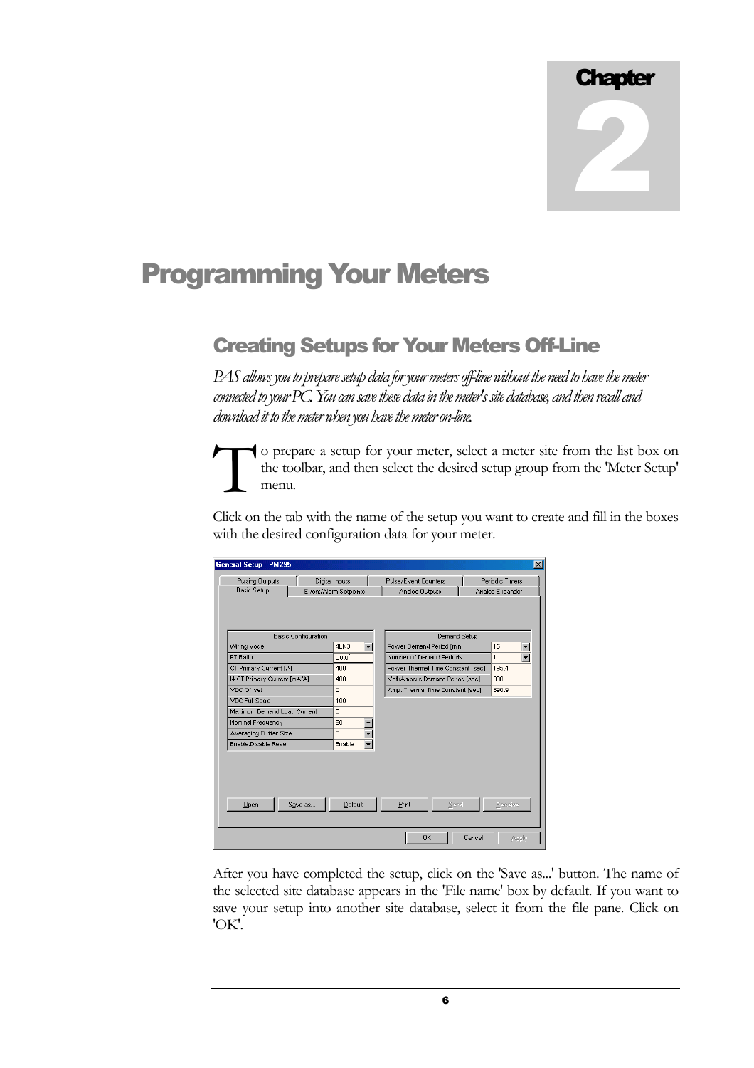# Chapter 2

# Programming Your Meters

## Creating Setups for Your Meters Off-Line

*PAS allows you to prepare setup data for your meters off-line without the need to have the meter connected to your PC. You can save these data in the meter's site database, and then recall and download it to the meter when you have the meter on-line.*

To prepare a setup for your meter, select a meter site from the list box on the toolbar, and then select the desired setup group from the 'Meter Setup' menu.

Click on the tab with the name of the setup you want to create and fill in the boxes with the desired configuration data for your meter.

After you have completed the setup, click on the 'Save as...' button. The name of the selected site database appears in the 'File name' box by default. If you want to save your setup into another site database, select it from the file pane. Click on 'OK'.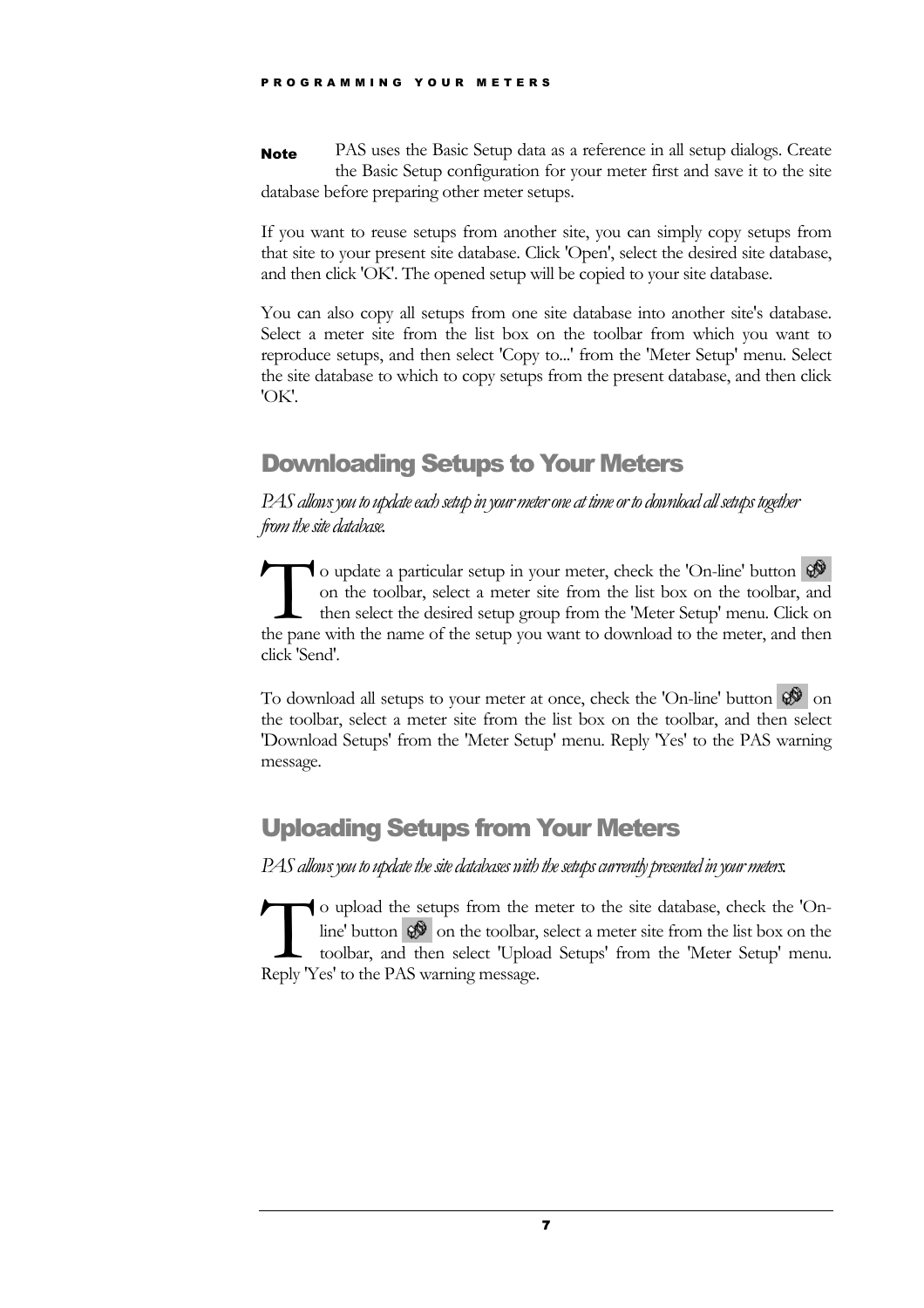**Note** PAS uses the Basic Setup data as a reference in all setup dialogs. Create the Basic Setup configuration for your meter first and save it to the site database before preparing other meter setups.

If you want to reuse setups from another site, you can simply copy setups from that site to your present site database. Click 'Open', select the desired site database, and then click 'OK'. The opened setup will be copied to your site database.

You can also copy all setups from one site database into another site's database. Select a meter site from the list box on the toolbar from which you want to reproduce setups, and then select 'Copy to...' from the 'Meter Setup' menu. Select the site database to which to copy setups from the present database, and then click 'OK'.

## Downloading Setups to Your Meters

*PAS allows you to update each setup in your meter one at time or to download all setups together from the site database.*

To update a particular setup in your meter, check the 'On-line' button on the toolbar, select a meter site from the list box on the toolbar, and then select the desired setup group from the 'Meter Setup' menu. Click on the pane with the name of the setup you want to download to the meter, and then click 'Send'.

To download all setups to your meter at once, check the 'On-line' button on the toolbar, select a meter site from the list box on the toolbar, and then select 'Download Setups' from the 'Meter Setup' menu. Reply 'Yes' to the PAS warning message.

## Uploading Setups from Your Meters

*PAS allows you to update the site databases with the setups currently presented in your meters.*

To upload the setups from the meter to the site database, check the 'On-line' button on the toolbar, select a meter site from the list box on the toolbar, and then select 'Upload Setups' from the 'Meter Setup' menu. Reply 'Yes' to the PAS warning message.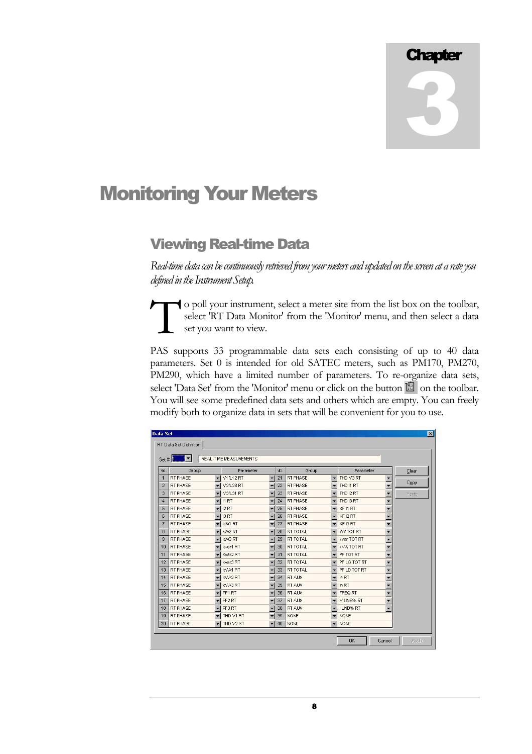# Chapter 3

# Monitoring Your Meters

## Viewing Real-time Data

*Real-time data can be continuously retrieved from your meters and updated on the screen at a rate you defined in the Instrument Setup.*

To poll your instrument, select a meter site from the list box on the toolbar, select 'RT Data Monitor' from the 'Monitor' menu, and then select a data set you want to view.

PAS supports 33 programmable data sets each consisting of up to 40 data parameters. Set 0 is intended for old SATEC meters, such as PM170, PM270, PM290, which have a limited number of parameters. To re-organize data sets, select 'Data Set' from the 'Monitor' menu or click on the button on the toolbar. You will see some predefined data sets and others which are empty. You can freely modify both to organize data in sets that will be convenient for you to use.

**Data Set**

RT Data Set Definition

Set # 1 — REAL-TIME MEASUREMENTS

| No. | Group | Parameter | No. | Group | Parameter |
|---|---|---|---|---|---|
| 1 | RT PHASE | V1/L12 RT | 21 | RT PHASE | THD V3 RT |
| 2 | RT PHASE | V2/L23 RT | 22 | RT PHASE | THD I1 RT |
| 3 | RT PHASE | V3/L31 RT | 23 | RT PHASE | THD I2 RT |
| 4 | RT PHASE | I1 RT | 24 | RT PHASE | THD I3 RT |
| 5 | RT PHASE | I2 RT | 25 | RT PHASE | KF I1 RT |
| 6 | RT PHASE | I3 RT | 26 | RT PHASE | KF I2 RT |
| 7 | RT PHASE | kW1 RT | 27 | RT PHASE | KF I3 RT |
| 8 | RT PHASE | kW2 RT | 28 | RT TOTAL | kW TOT RT |
| 9 | RT PHASE | kW3 RT | 29 | RT TOTAL | kvar TOT RT |
| 10 | RT PHASE | kvar1 RT | 30 | RT TOTAL | kVA TOT RT |
| 11 | RT PHASE | kvar2 RT | 31 | RT TOTAL | PF TOT RT |
| 12 | RT PHASE | kvar3 RT | 32 | RT TOTAL | PF LG TOT RT |
| 13 | RT PHASE | kVA1 RT | 33 | RT TOTAL | PF LD TOT RT |
| 14 | RT PHASE | kVA2 RT | 34 | RT AUX | I4 RT |
| 15 | RT PHASE | kVA3 RT | 35 | RT AUX | In RT |
| 16 | RT PHASE | PF1 RT | 36 | RT AUX | FREQ RT |
| 17 | RT PHASE | PF2 RT | 37 | RT AUX | V UNB% RT |
| 18 | RT PHASE | PF3 RT | 38 | RT AUX | I UNB% RT |
| 19 | RT PHASE | THD V1 RT | 39 | NONE | NONE |
| 20 | RT PHASE | THD V2 RT | 40 | NONE | NONE |

Clear | Copy | Paste

OK | Cancel | Apply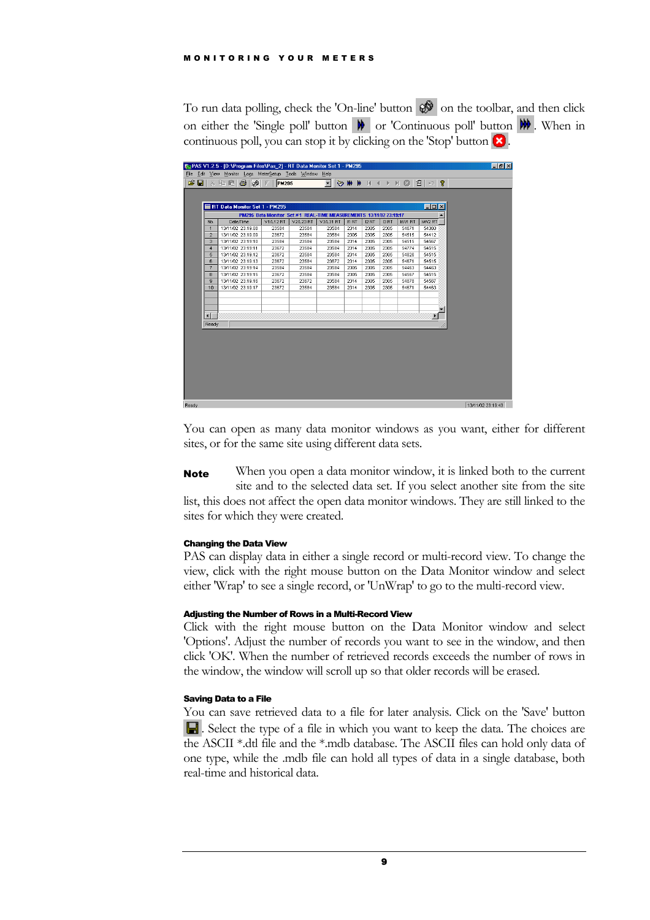To run data polling, check the 'On-line' button on the toolbar, and then click on either the 'Single poll' button or 'Continuous poll' button . When in continuous poll, you can stop it by clicking on the 'Stop' button .

You can open as many data monitor windows as you want, either for different sites, or for the same site using different data sets.

**Note** When you open a data monitor window, it is linked both to the current site and to the selected data set. If you select another site from the site list, this does not affect the open data monitor windows. They are still linked to the sites for which they were created.

#### Changing the Data View

PAS can display data in either a single record or multi-record view. To change the view, click with the right mouse button on the Data Monitor window and select either 'Wrap' to see a single record, or 'UnWrap' to go to the multi-record view.

#### Adjusting the Number of Rows in a Multi-Record View

Click with the right mouse button on the Data Monitor window and select 'Options'. Adjust the number of records you want to see in the window, and then click 'OK'. When the number of retrieved records exceeds the number of rows in the window, the window will scroll up so that older records will be erased.

#### Saving Data to a File

You can save retrieved data to a file for later analysis. Click on the 'Save' button . Select the type of a file in which you want to keep the data. The choices are the ASCII *.dtl file and the *.mdb database. The ASCII files can hold only data of one type, while the .mdb file can hold all types of data in a single database, both real-time and historical data.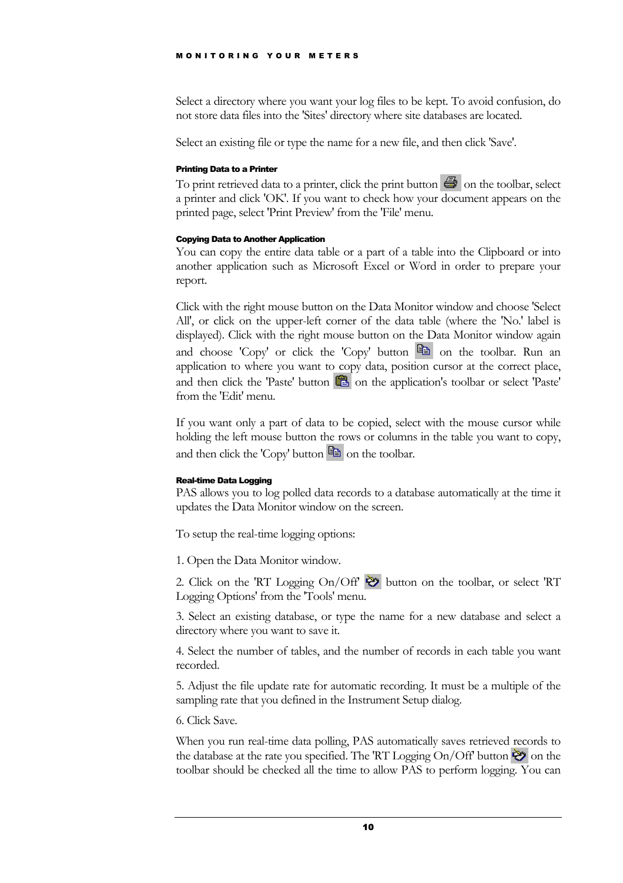Select a directory where you want your log files to be kept. To avoid confusion, do not store data files into the 'Sites' directory where site databases are located.

Select an existing file or type the name for a new file, and then click 'Save'.

#### Printing Data to a Printer

To print retrieved data to a printer, click the print button on the toolbar, select a printer and click 'OK'. If you want to check how your document appears on the printed page, select 'Print Preview' from the 'File' menu.

#### Copying Data to Another Application

You can copy the entire data table or a part of a table into the Clipboard or into another application such as Microsoft Excel or Word in order to prepare your report.

Click with the right mouse button on the Data Monitor window and choose 'Select All', or click on the upper-left corner of the data table (where the 'No.' label is displayed). Click with the right mouse button on the Data Monitor window again and choose 'Copy' or click the 'Copy' button on the toolbar. Run an application to where you want to copy data, position cursor at the correct place, and then click the 'Paste' button on the application's toolbar or select 'Paste' from the 'Edit' menu.

If you want only a part of data to be copied, select with the mouse cursor while holding the left mouse button the rows or columns in the table you want to copy, and then click the 'Copy' button on the toolbar.

#### Real-time Data Logging

PAS allows you to log polled data records to a database automatically at the time it updates the Data Monitor window on the screen.

To setup the real-time logging options:

1. Open the Data Monitor window.

2. Click on the 'RT Logging On/Off' button on the toolbar, or select 'RT Logging Options' from the 'Tools' menu.

3. Select an existing database, or type the name for a new database and select a directory where you want to save it.

4. Select the number of tables, and the number of records in each table you want recorded.

5. Adjust the file update rate for automatic recording. It must be a multiple of the sampling rate that you defined in the Instrument Setup dialog.

6. Click Save.

When you run real-time data polling, PAS automatically saves retrieved records to the database at the rate you specified. The 'RT Logging On/Off' button on the toolbar should be checked all the time to allow PAS to perform logging. You can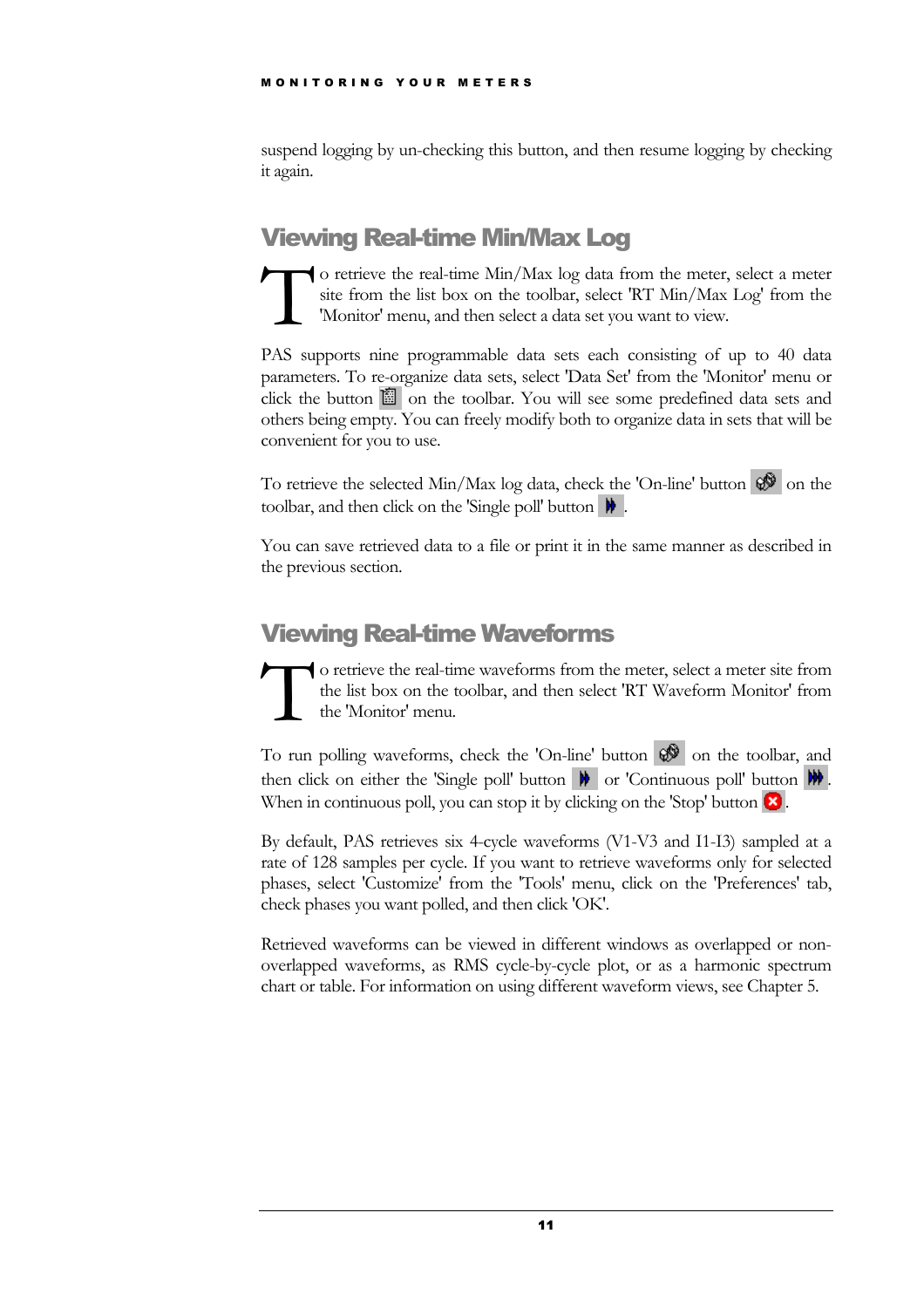suspend logging by un-checking this button, and then resume logging by checking it again.

## Viewing Real-time Min/Max Log

To retrieve the real-time Min/Max log data from the meter, select a meter site from the list box on the toolbar, select 'RT Min/Max Log' from the 'Monitor' menu, and then select a data set you want to view.

PAS supports nine programmable data sets each consisting of up to 40 data parameters. To re-organize data sets, select 'Data Set' from the 'Monitor' menu or click the button on the toolbar. You will see some predefined data sets and others being empty. You can freely modify both to organize data in sets that will be convenient for you to use.

To retrieve the selected Min/Max log data, check the 'On-line' button on the toolbar, and then click on the 'Single poll' button.

You can save retrieved data to a file or print it in the same manner as described in the previous section.

## Viewing Real-time Waveforms

To retrieve the real-time waveforms from the meter, select a meter site from the list box on the toolbar, and then select 'RT Waveform Monitor' from the 'Monitor' menu.

To run polling waveforms, check the 'On-line' button on the toolbar, and then click on either the 'Single poll' button or 'Continuous poll' button. When in continuous poll, you can stop it by clicking on the 'Stop' button.

By default, PAS retrieves six 4-cycle waveforms (V1-V3 and I1-I3) sampled at a rate of 128 samples per cycle. If you want to retrieve waveforms only for selected phases, select 'Customize' from the 'Tools' menu, click on the 'Preferences' tab, check phases you want polled, and then click 'OK'.

Retrieved waveforms can be viewed in different windows as overlapped or non-overlapped waveforms, as RMS cycle-by-cycle plot, or as a harmonic spectrum chart or table. For information on using different waveform views, see Chapter 5.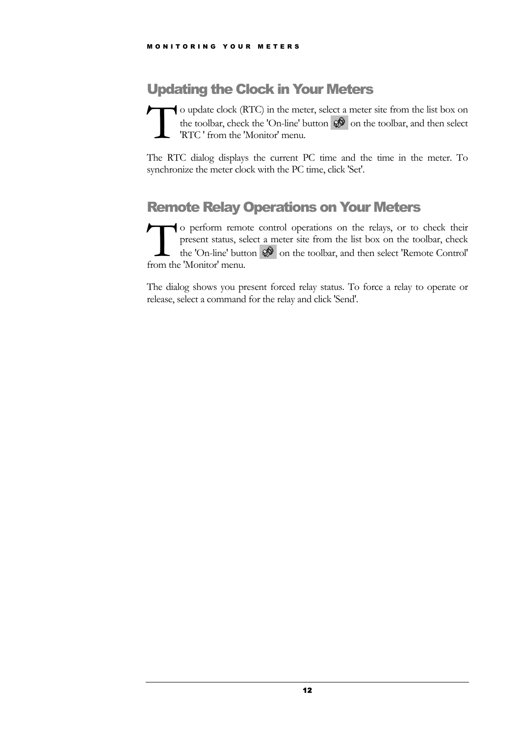## Updating the Clock in Your Meters

To update clock (RTC) in the meter, select a meter site from the list box on the toolbar, check the 'On-line' button on the toolbar, and then select 'RTC ' from the 'Monitor' menu.

The RTC dialog displays the current PC time and the time in the meter. To synchronize the meter clock with the PC time, click 'Set'.

## Remote Relay Operations on Your Meters

To perform remote control operations on the relays, or to check their present status, select a meter site from the list box on the toolbar, check the 'On-line' button on the toolbar, and then select 'Remote Control' from the 'Monitor' menu.

The dialog shows you present forced relay status. To force a relay to operate or release, select a command for the relay and click 'Send'.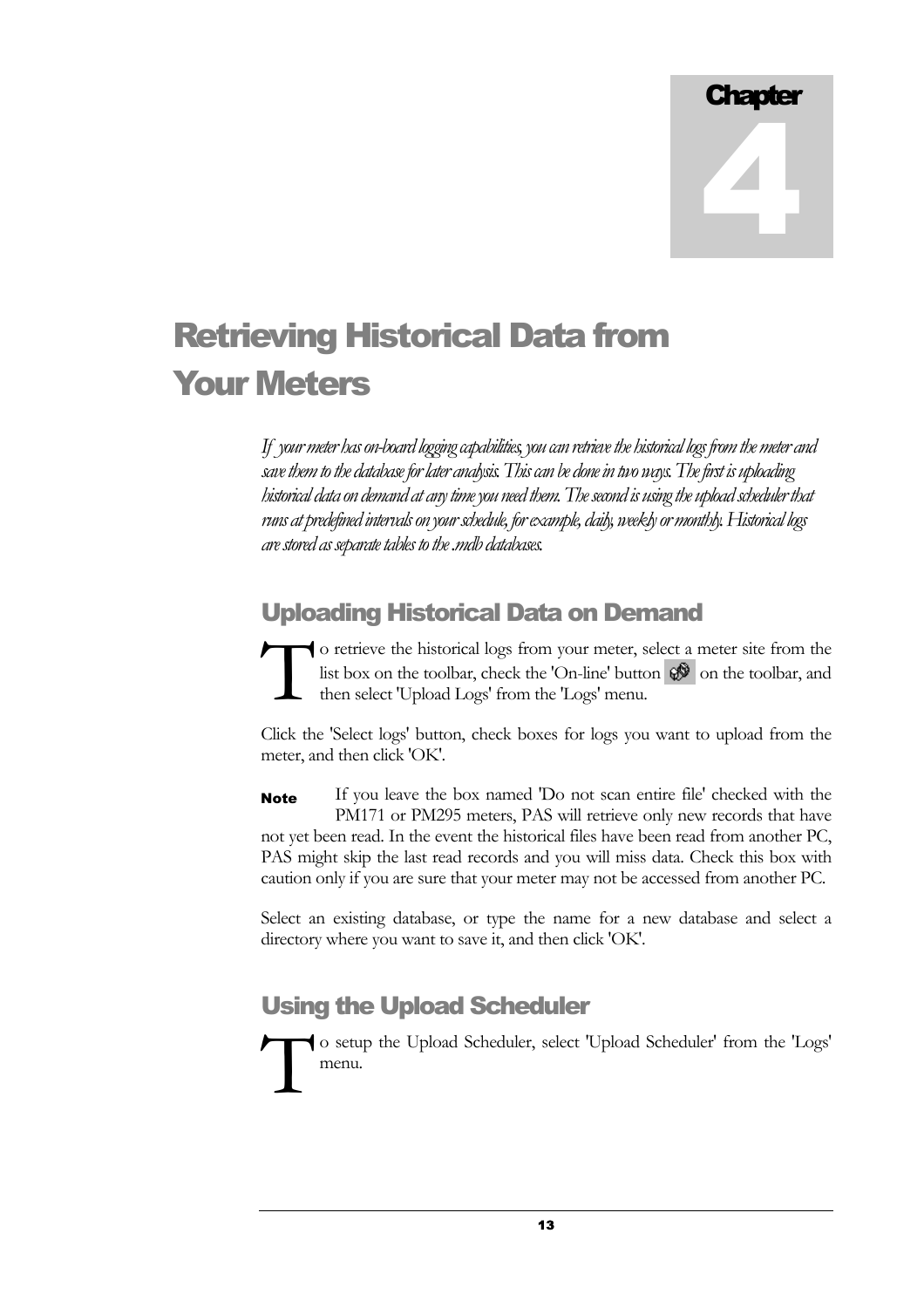# Chapter 4

# Retrieving Historical Data from Your Meters

*If your meter has on-board logging capabilities, you can retrieve the historical logs from the meter and save them to the database for later analysis. This can be done in two ways. The first is uploading historical data on demand at any time you need them. The second is using the upload scheduler that runs at predefined intervals on your schedule, for example, daily, weekly or monthly. Historical logs are stored as separate tables to the .mdb databases.*

## Uploading Historical Data on Demand

To retrieve the historical logs from your meter, select a meter site from the list box on the toolbar, check the 'On-line' button on the toolbar, and then select 'Upload Logs' from the 'Logs' menu.

Click the 'Select logs' button, check boxes for logs you want to upload from the meter, and then click 'OK'.

**Note** If you leave the box named 'Do not scan entire file' checked with the PM171 or PM295 meters, PAS will retrieve only new records that have not yet been read. In the event the historical files have been read from another PC, PAS might skip the last read records and you will miss data. Check this box with caution only if you are sure that your meter may not be accessed from another PC.

Select an existing database, or type the name for a new database and select a directory where you want to save it, and then click 'OK'.

## Using the Upload Scheduler

To setup the Upload Scheduler, select 'Upload Scheduler' from the 'Logs' menu.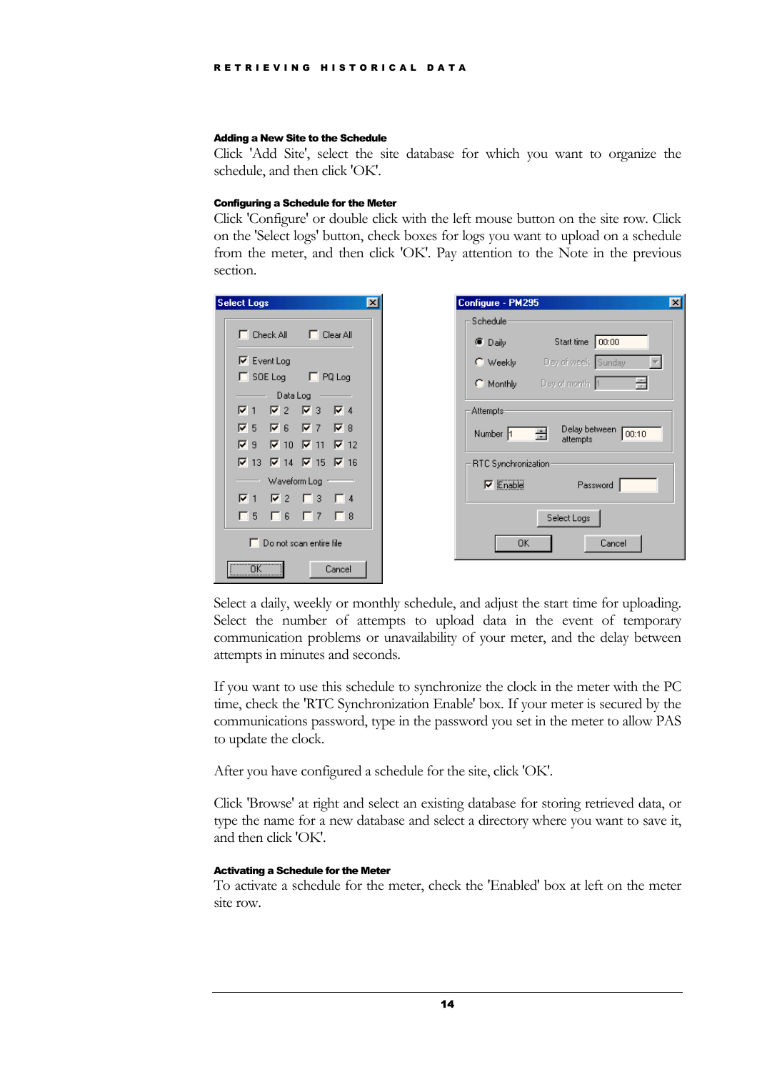#### Adding a New Site to the Schedule

Click 'Add Site', select the site database for which you want to organize the schedule, and then click 'OK'.

#### Configuring a Schedule for the Meter

Click 'Configure' or double click with the left mouse button on the site row. Click on the 'Select logs' button, check boxes for logs you want to upload on a schedule from the meter, and then click 'OK'. Pay attention to the Note in the previous section.

Select a daily, weekly or monthly schedule, and adjust the start time for uploading. Select the number of attempts to upload data in the event of temporary communication problems or unavailability of your meter, and the delay between attempts in minutes and seconds.

If you want to use this schedule to synchronize the clock in the meter with the PC time, check the 'RTC Synchronization Enable' box. If your meter is secured by the communications password, type in the password you set in the meter to allow PAS to update the clock.

After you have configured a schedule for the site, click 'OK'.

Click 'Browse' at right and select an existing database for storing retrieved data, or type the name for a new database and select a directory where you want to save it, and then click 'OK'.

#### Activating a Schedule for the Meter

To activate a schedule for the meter, check the 'Enabled' box at left on the meter site row.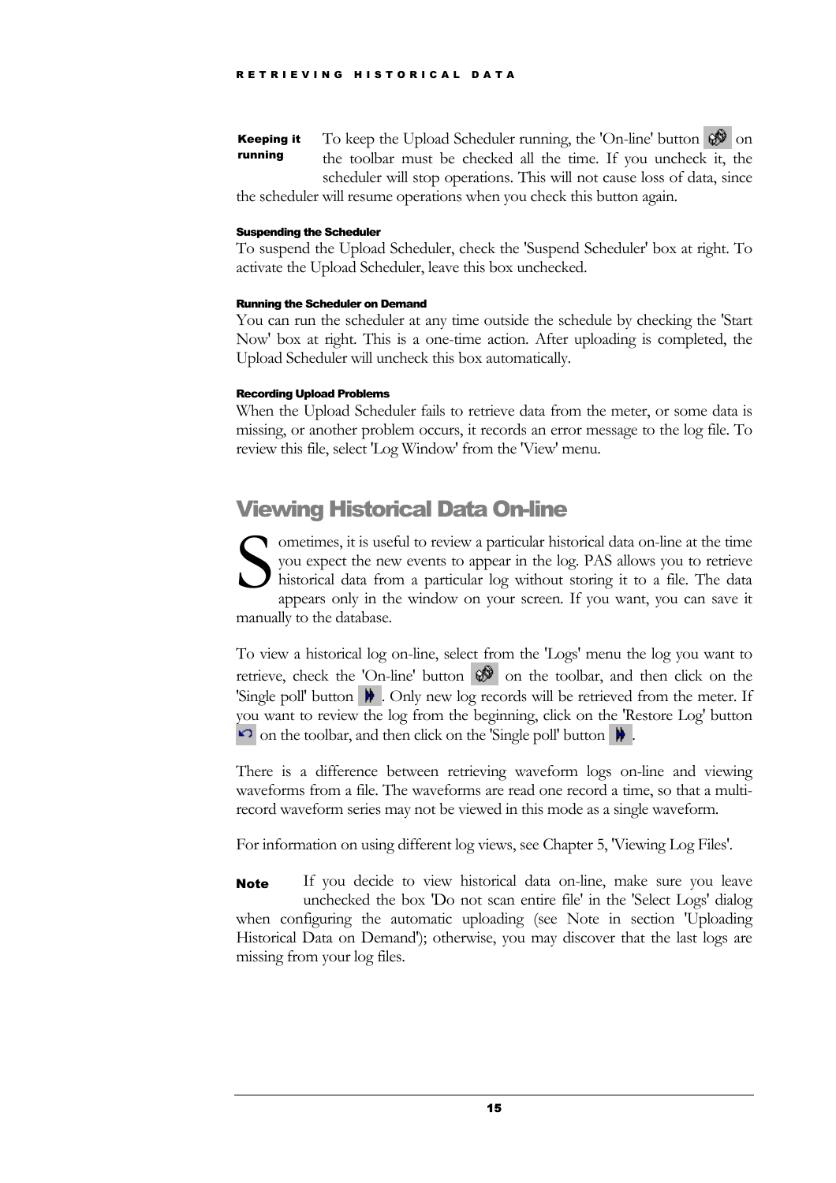**Keeping it running** To keep the Upload Scheduler running, the 'On-line' button on the toolbar must be checked all the time. If you uncheck it, the scheduler will stop operations. This will not cause loss of data, since the scheduler will resume operations when you check this button again.

#### Suspending the Scheduler

To suspend the Upload Scheduler, check the 'Suspend Scheduler' box at right. To activate the Upload Scheduler, leave this box unchecked.

#### Running the Scheduler on Demand

You can run the scheduler at any time outside the schedule by checking the 'Start Now' box at right. This is a one-time action. After uploading is completed, the Upload Scheduler will uncheck this box automatically.

#### Recording Upload Problems

When the Upload Scheduler fails to retrieve data from the meter, or some data is missing, or another problem occurs, it records an error message to the log file. To review this file, select 'Log Window' from the 'View' menu.

## Viewing Historical Data On-line

Sometimes, it is useful to review a particular historical data on-line at the time you expect the new events to appear in the log. PAS allows you to retrieve historical data from a particular log without storing it to a file. The data appears only in the window on your screen. If you want, you can save it manually to the database.

To view a historical log on-line, select from the 'Logs' menu the log you want to retrieve, check the 'On-line' button on the toolbar, and then click on the 'Single poll' button . Only new log records will be retrieved from the meter. If you want to review the log from the beginning, click on the 'Restore Log' button on the toolbar, and then click on the 'Single poll' button .

There is a difference between retrieving waveform logs on-line and viewing waveforms from a file. The waveforms are read one record a time, so that a multi-record waveform series may not be viewed in this mode as a single waveform.

For information on using different log views, see Chapter 5, 'Viewing Log Files'.

**Note** If you decide to view historical data on-line, make sure you leave unchecked the box 'Do not scan entire file' in the 'Select Logs' dialog when configuring the automatic uploading (see Note in section 'Uploading Historical Data on Demand'); otherwise, you may discover that the last logs are missing from your log files.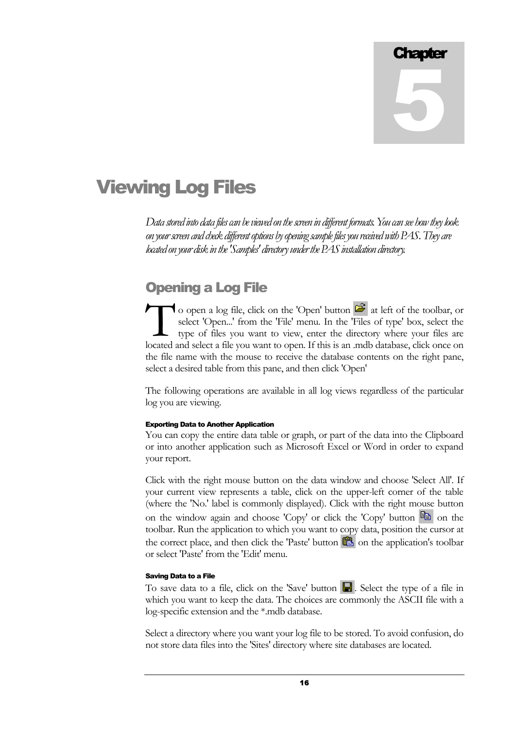# Chapter 5

# Viewing Log Files

*Data stored into data files can be viewed on the screen in different formats. You can see how they look on your screen and check different options by opening sample files you received with PAS. They are located on your disk in the 'Samples' directory under the PAS installation directory.*

## Opening a Log File

To open a log file, click on the 'Open' button at left of the toolbar, or select 'Open...' from the 'File' menu. In the 'Files of type' box, select the type of files you want to view, enter the directory where your files are located and select a file you want to open. If this is an .mdb database, click once on the file name with the mouse to receive the database contents on the right pane, select a desired table from this pane, and then click 'Open'

The following operations are available in all log views regardless of the particular log you are viewing.

#### Exporting Data to Another Application

You can copy the entire data table or graph, or part of the data into the Clipboard or into another application such as Microsoft Excel or Word in order to expand your report.

Click with the right mouse button on the data window and choose 'Select All'. If your current view represents a table, click on the upper-left corner of the table (where the 'No.' label is commonly displayed). Click with the right mouse button on the window again and choose 'Copy' or click the 'Copy' button on the toolbar. Run the application to which you want to copy data, position the cursor at the correct place, and then click the 'Paste' button on the application's toolbar or select 'Paste' from the 'Edit' menu.

#### Saving Data to a File

To save data to a file, click on the 'Save' button . Select the type of a file in which you want to keep the data. The choices are commonly the ASCII file with a log-specific extension and the *.mdb database.

Select a directory where you want your log file to be stored. To avoid confusion, do not store data files into the 'Sites' directory where site databases are located.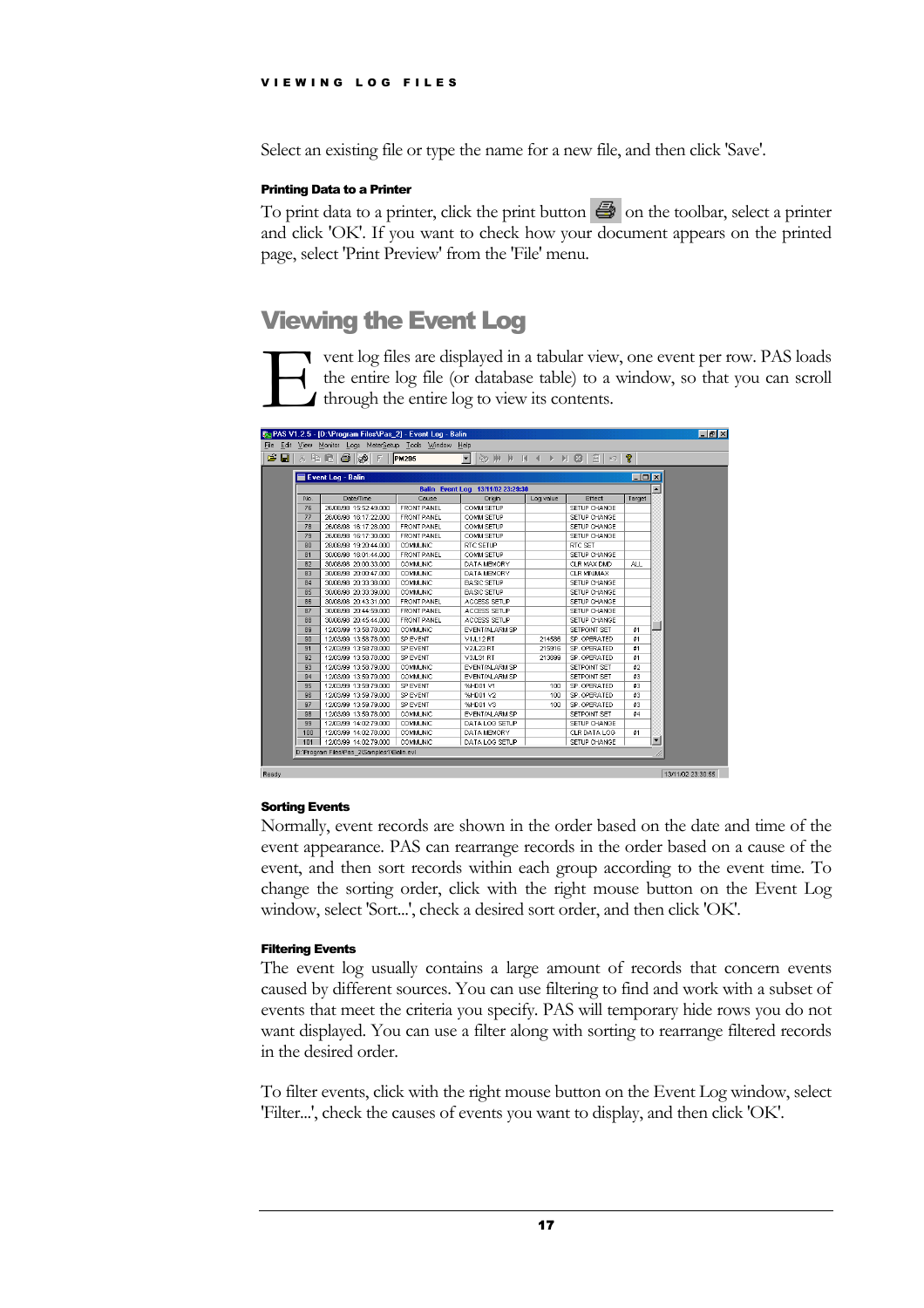Select an existing file or type the name for a new file, and then click 'Save'.

#### Printing Data to a Printer

To print data to a printer, click the print button on the toolbar, select a printer and click 'OK'. If you want to check how your document appears on the printed page, select 'Print Preview' from the 'File' menu.

## Viewing the Event Log

Event log files are displayed in a tabular view, one event per row. PAS loads the entire log file (or database table) to a window, so that you can scroll through the entire log to view its contents.

#### Sorting Events

Normally, event records are shown in the order based on the date and time of the event appearance. PAS can rearrange records in the order based on a cause of the event, and then sort records within each group according to the event time. To change the sorting order, click with the right mouse button on the Event Log window, select 'Sort...', check a desired sort order, and then click 'OK'.

#### Filtering Events

The event log usually contains a large amount of records that concern events caused by different sources. You can use filtering to find and work with a subset of events that meet the criteria you specify. PAS will temporary hide rows you do not want displayed. You can use a filter along with sorting to rearrange filtered records in the desired order.

To filter events, click with the right mouse button on the Event Log window, select 'Filter...', check the causes of events you want to display, and then click 'OK'.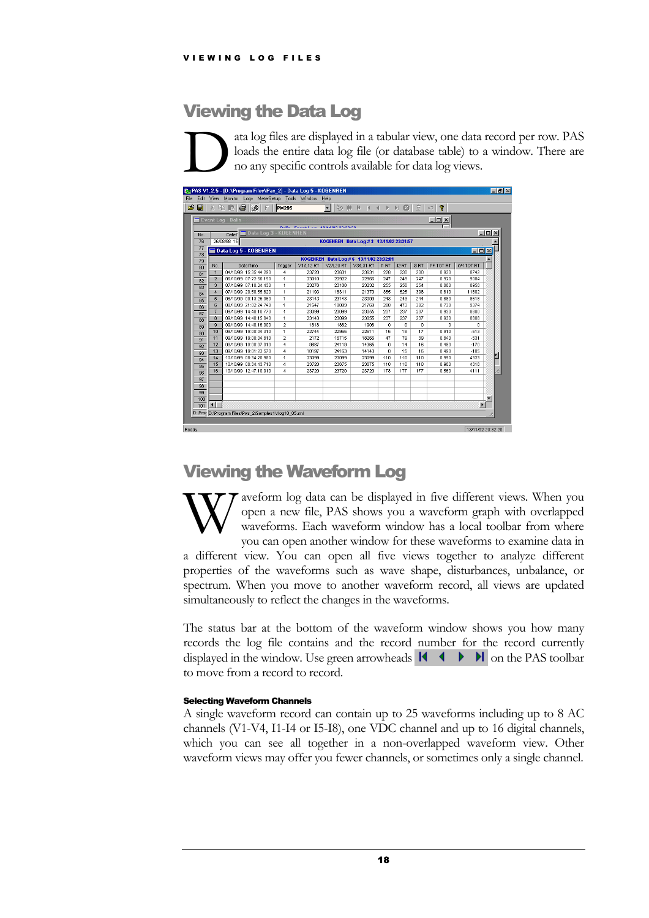## Viewing the Data Log

Data log files are displayed in a tabular view, one data record per row. PAS loads the entire data log file (or database table) to a window. There are no any specific controls available for data log views.

## Viewing the Waveform Log

Waveform log data can be displayed in five different views. When you open a new file, PAS shows you a waveform graph with overlapped waveforms. Each waveform window has a local toolbar from where you can open another window for these waveforms to examine data in a different view. You can open all five views together to analyze different properties of the waveforms such as wave shape, disturbances, unbalance, or spectrum. When you move to another waveform record, all views are updated simultaneously to reflect the changes in the waveforms.

The status bar at the bottom of the waveform window shows you how many records the log file contains and the record number for the record currently displayed in the window. Use green arrowheads on the PAS toolbar to move from a record to record.

#### Selecting Waveform Channels

A single waveform record can contain up to 25 waveforms including up to 8 AC channels (V1-V4, I1-I4 or I5-I8), one VDC channel and up to 16 digital channels, which you can see all together in a non-overlapped waveform view. Other waveform views may offer you fewer channels, or sometimes only a single channel.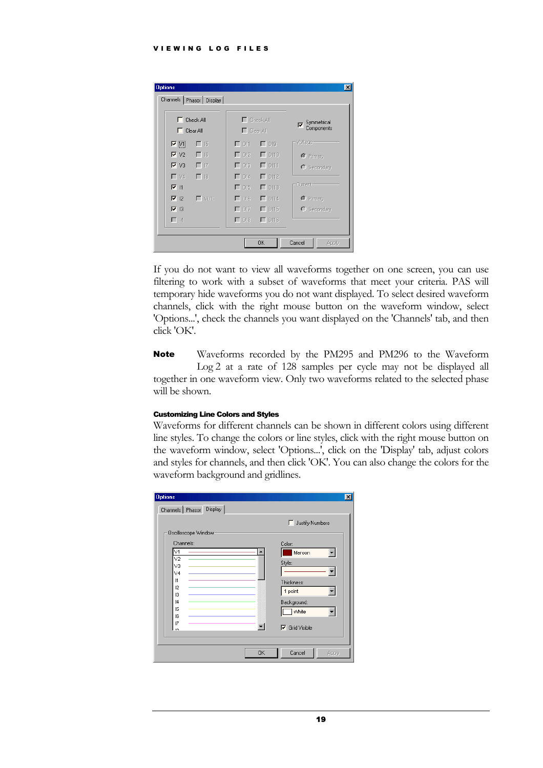If you do not want to view all waveforms together on one screen, you can use filtering to work with a subset of waveforms that meet your criteria. PAS will temporary hide waveforms you do not want displayed. To select desired waveform channels, click with the right mouse button on the waveform window, select 'Options...', check the channels you want displayed on the 'Channels' tab, and then click 'OK'.

**Note** Waveforms recorded by the PM295 and PM296 to the Waveform Log 2 at a rate of 128 samples per cycle may not be displayed all together in one waveform view. Only two waveforms related to the selected phase will be shown.

#### Customizing Line Colors and Styles

Waveforms for different channels can be shown in different colors using different line styles. To change the colors or line styles, click with the right mouse button on the waveform window, select 'Options...', click on the 'Display' tab, adjust colors and styles for channels, and then click 'OK'. You can also change the colors for the waveform background and gridlines.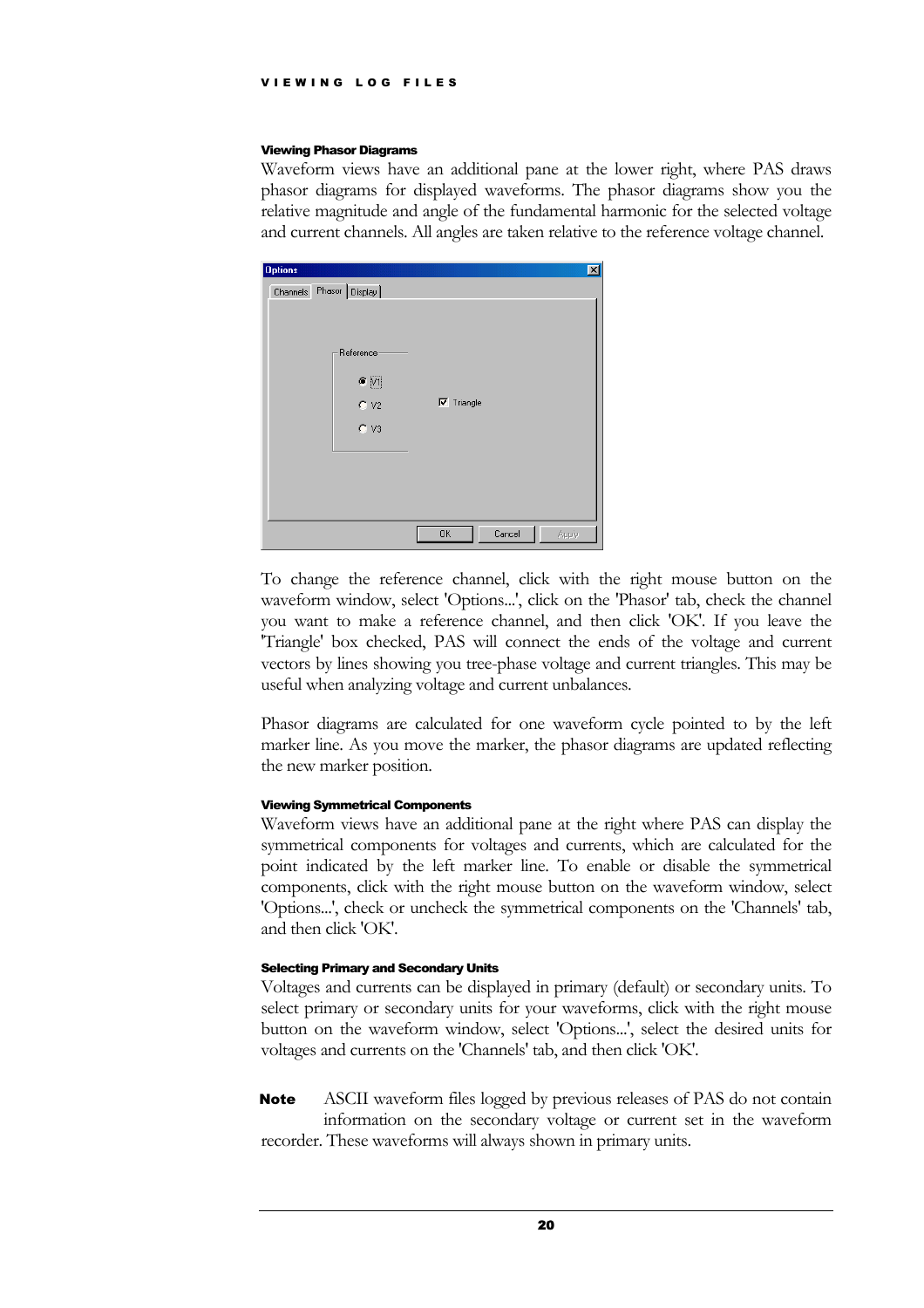#### Viewing Phasor Diagrams

Waveform views have an additional pane at the lower right, where PAS draws phasor diagrams for displayed waveforms. The phasor diagrams show you the relative magnitude and angle of the fundamental harmonic for the selected voltage and current channels. All angles are taken relative to the reference voltage channel.

To change the reference channel, click with the right mouse button on the waveform window, select 'Options...', click on the 'Phasor' tab, check the channel you want to make a reference channel, and then click 'OK'. If you leave the 'Triangle' box checked, PAS will connect the ends of the voltage and current vectors by lines showing you tree-phase voltage and current triangles. This may be useful when analyzing voltage and current unbalances.

Phasor diagrams are calculated for one waveform cycle pointed to by the left marker line. As you move the marker, the phasor diagrams are updated reflecting the new marker position.

#### Viewing Symmetrical Components

Waveform views have an additional pane at the right where PAS can display the symmetrical components for voltages and currents, which are calculated for the point indicated by the left marker line. To enable or disable the symmetrical components, click with the right mouse button on the waveform window, select 'Options...', check or uncheck the symmetrical components on the 'Channels' tab, and then click 'OK'.

#### Selecting Primary and Secondary Units

Voltages and currents can be displayed in primary (default) or secondary units. To select primary or secondary units for your waveforms, click with the right mouse button on the waveform window, select 'Options...', select the desired units for voltages and currents on the 'Channels' tab, and then click 'OK'.

**Note** ASCII waveform files logged by previous releases of PAS do not contain information on the secondary voltage or current set in the waveform recorder. These waveforms will always shown in primary units.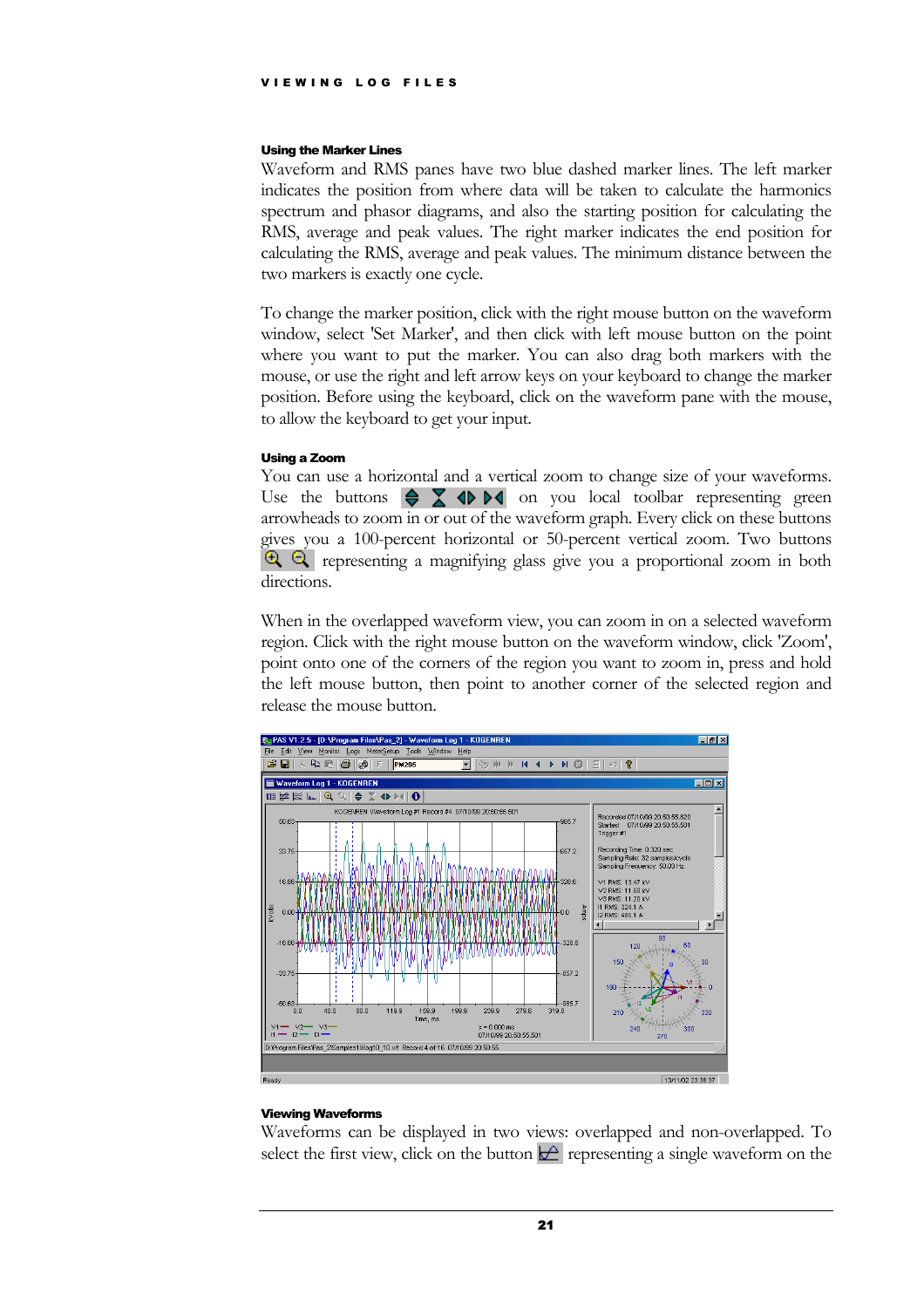#### Using the Marker Lines

Waveform and RMS panes have two blue dashed marker lines. The left marker indicates the position from where data will be taken to calculate the harmonics spectrum and phasor diagrams, and also the starting position for calculating the RMS, average and peak values. The right marker indicates the end position for calculating the RMS, average and peak values. The minimum distance between the two markers is exactly one cycle.

To change the marker position, click with the right mouse button on the waveform window, select 'Set Marker', and then click with left mouse button on the point where you want to put the marker. You can also drag both markers with the mouse, or use the right and left arrow keys on your keyboard to change the marker position. Before using the keyboard, click on the waveform pane with the mouse, to allow the keyboard to get your input.

#### Using a Zoom

You can use a horizontal and a vertical zoom to change size of your waveforms. Use the buttons on you local toolbar representing green arrowheads to zoom in or out of the waveform graph. Every click on these buttons gives you a 100-percent horizontal or 50-percent vertical zoom. Two buttons representing a magnifying glass give you a proportional zoom in both directions.

When in the overlapped waveform view, you can zoom in on a selected waveform region. Click with the right mouse button on the waveform window, click 'Zoom', point onto one of the corners of the region you want to zoom in, press and hold the left mouse button, then point to another corner of the selected region and release the mouse button.

#### Viewing Waveforms

Waveforms can be displayed in two views: overlapped and non-overlapped. To select the first view, click on the button representing a single waveform on the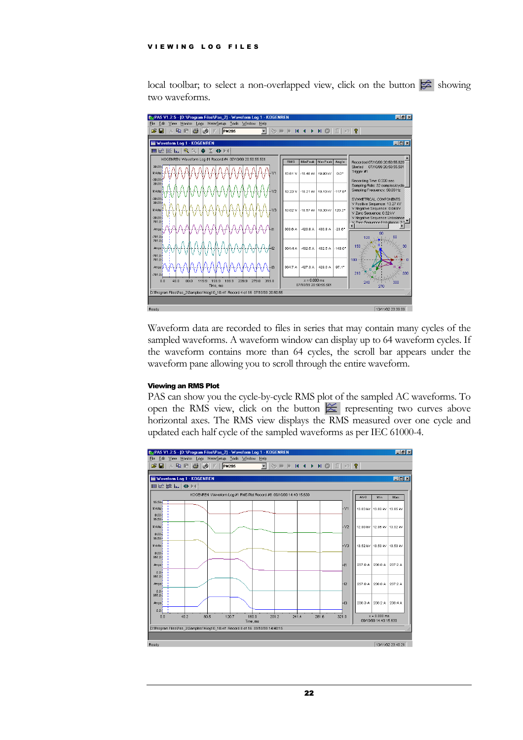local toolbar; to select a non-overlapped view, click on the button showing two waveforms.

Waveform data are recorded to files in series that may contain many cycles of the sampled waveforms. A waveform window can display up to 64 waveform cycles. If the waveform contains more than 64 cycles, the scroll bar appears under the waveform pane allowing you to scroll through the entire waveform.

### Viewing an RMS Plot

PAS can show you the cycle-by-cycle RMS plot of the sampled AC waveforms. To open the RMS view, click on the button representing two curves above horizontal axes. The RMS view displays the RMS measured over one cycle and updated each half cycle of the sampled waveforms as per IEC 61000-4.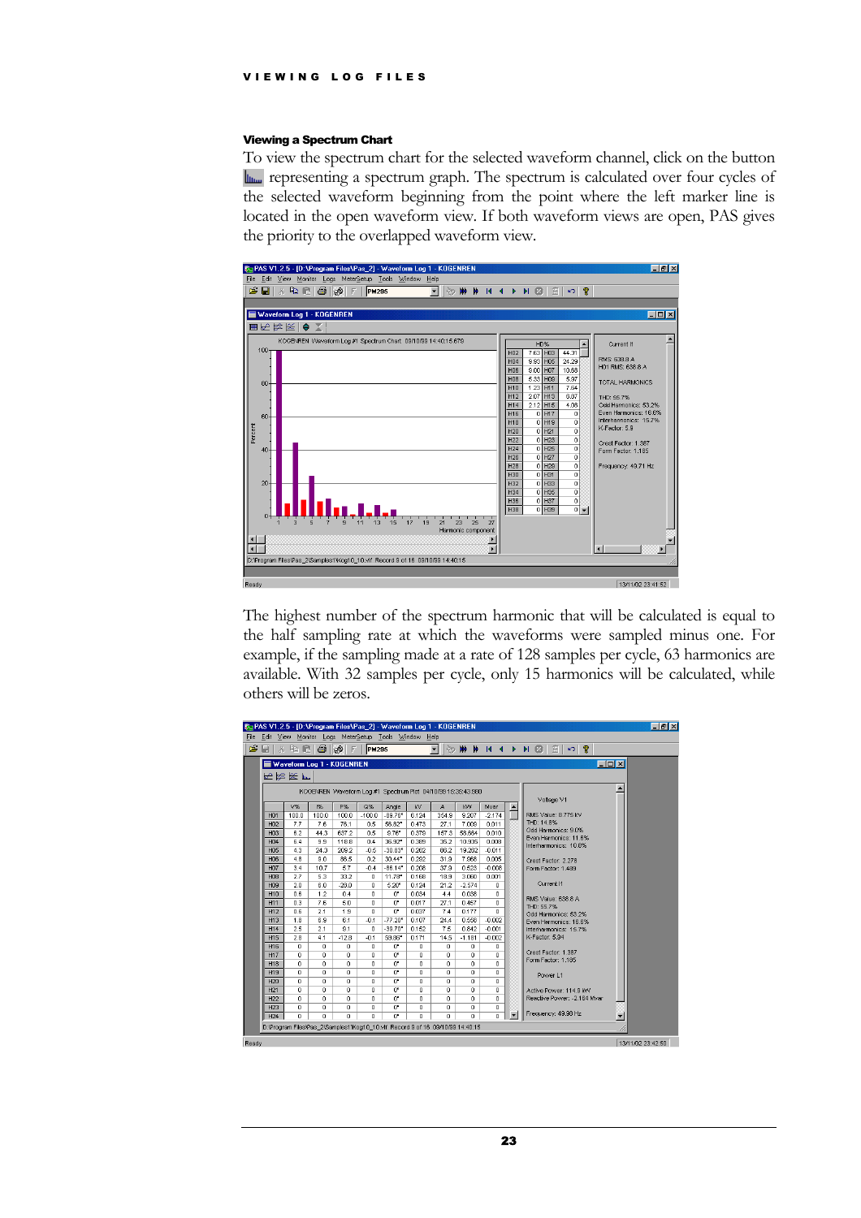### Viewing a Spectrum Chart

To view the spectrum chart for the selected waveform channel, click on the button representing a spectrum graph. The spectrum is calculated over four cycles of the selected waveform beginning from the point where the left marker line is located in the open waveform view. If both waveform views are open, PAS gives the priority to the overlapped waveform view.

The highest number of the spectrum harmonic that will be calculated is equal to the half sampling rate at which the waveforms were sampled minus one. For example, if the sampling made at a rate of 128 samples per cycle, 63 harmonics are available. With 32 samples per cycle, only 15 harmonics will be calculated, while others will be zeros.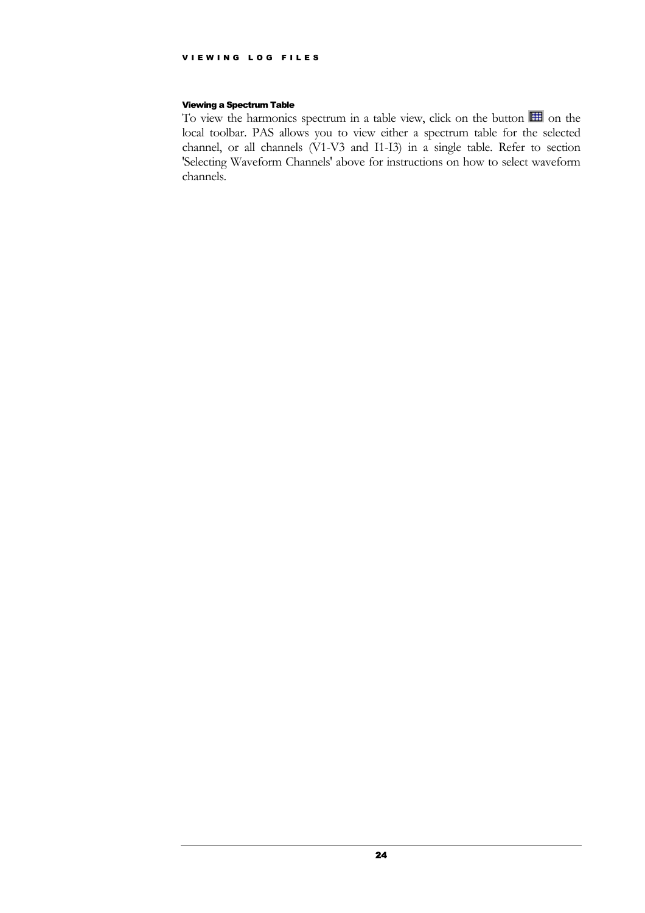#### Viewing a Spectrum Table

To view the harmonics spectrum in a table view, click on the button on the local toolbar. PAS allows you to view either a spectrum table for the selected channel, or all channels (V1-V3 and I1-I3) in a single table. Refer to section 'Selecting Waveform Channels' above for instructions on how to select waveform channels.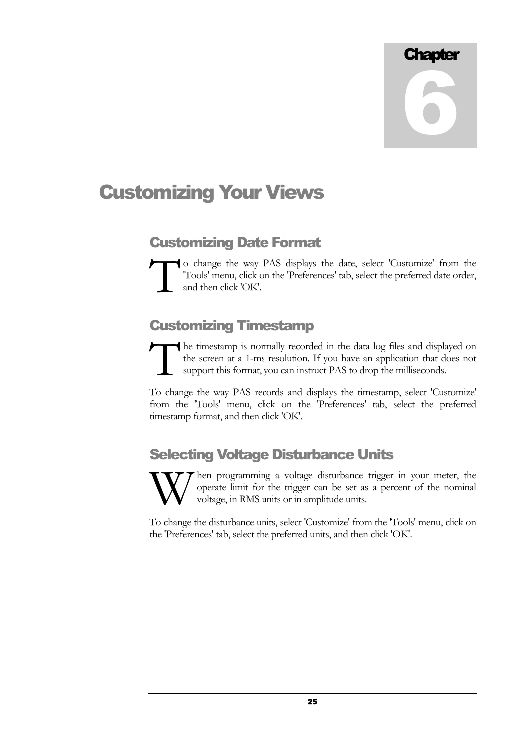Chapter 6

# Customizing Your Views

## Customizing Date Format

To change the way PAS displays the date, select 'Customize' from the 'Tools' menu, click on the 'Preferences' tab, select the preferred date order, and then click 'OK'.

## Customizing Timestamp

The timestamp is normally recorded in the data log files and displayed on the screen at a 1-ms resolution. If you have an application that does not support this format, you can instruct PAS to drop the milliseconds.

To change the way PAS records and displays the timestamp, select 'Customize' from the 'Tools' menu, click on the 'Preferences' tab, select the preferred timestamp format, and then click 'OK'.

## Selecting Voltage Disturbance Units

When programming a voltage disturbance trigger in your meter, the operate limit for the trigger can be set as a percent of the nominal voltage, in RMS units or in amplitude units.

To change the disturbance units, select 'Customize' from the 'Tools' menu, click on the 'Preferences' tab, select the preferred units, and then click 'OK'.